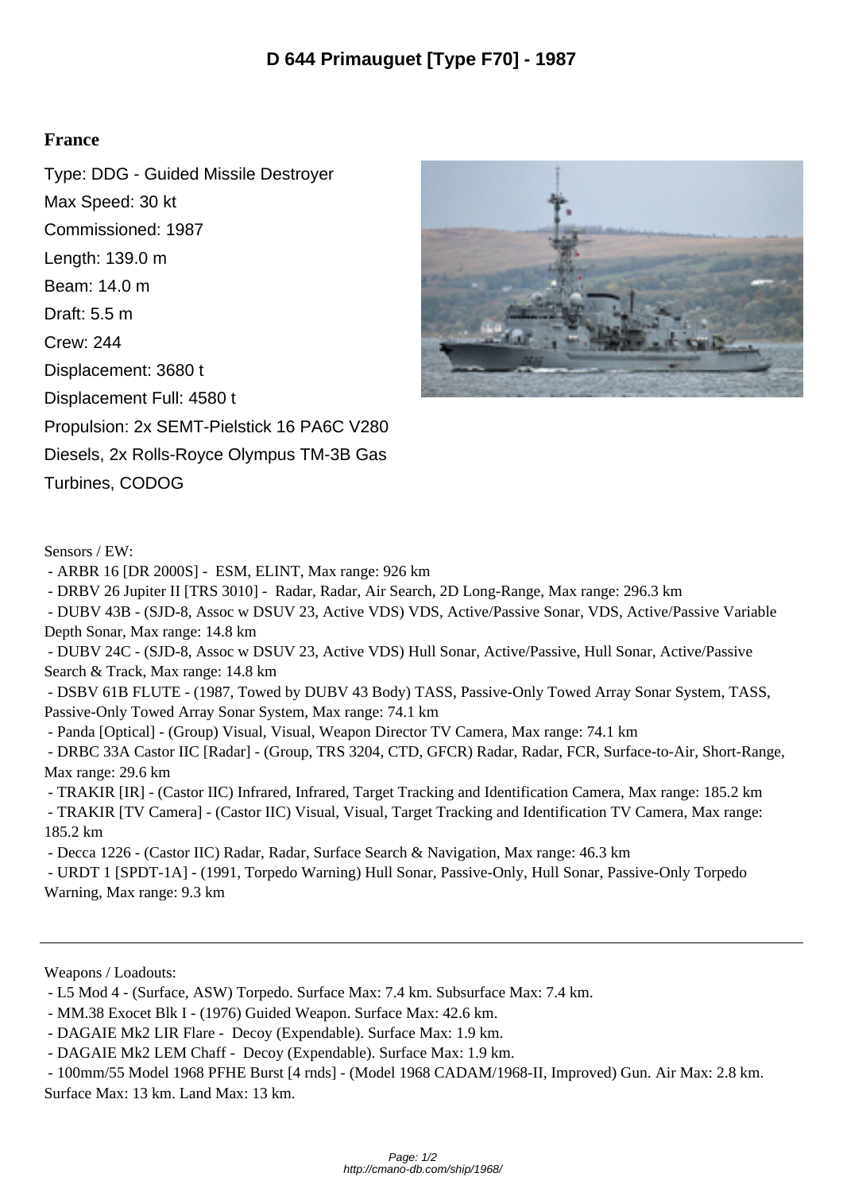# D 644 Primauguet [Type F70] - 1987

**France**

Type: DDG - Guided Missile Destroyer
Max Speed: 30 kt
Commissioned: 1987
Length: 139.0 m
Beam: 14.0 m
Draft: 5.5 m
Crew: 244
Displacement: 3680 t
Displacement Full: 4580 t
Propulsion: 2x SEMT-Pielstick 16 PA6C V280 Diesels, 2x Rolls-Royce Olympus TM-3B Gas Turbines, CODOG

Sensors / EW:

- ARBR 16 [DR 2000S] - ESM, ELINT, Max range: 926 km
- DRBV 26 Jupiter II [TRS 3010] - Radar, Radar, Air Search, 2D Long-Range, Max range: 296.3 km
- DUBV 43B - (SJD-8, Assoc w DSUV 23, Active VDS) VDS, Active/Passive Sonar, VDS, Active/Passive Variable Depth Sonar, Max range: 14.8 km
- DUBV 24C - (SJD-8, Assoc w DSUV 23, Active VDS) Hull Sonar, Active/Passive, Hull Sonar, Active/Passive Search & Track, Max range: 14.8 km
- DSBV 61B FLUTE - (1987, Towed by DUBV 43 Body) TASS, Passive-Only Towed Array Sonar System, TASS, Passive-Only Towed Array Sonar System, Max range: 74.1 km
- Panda [Optical] - (Group) Visual, Visual, Weapon Director TV Camera, Max range: 74.1 km
- DRBC 33A Castor IIC [Radar] - (Group, TRS 3204, CTD, GFCR) Radar, Radar, FCR, Surface-to-Air, Short-Range, Max range: 29.6 km
- TRAKIR [IR] - (Castor IIC) Infrared, Infrared, Target Tracking and Identification Camera, Max range: 185.2 km
- TRAKIR [TV Camera] - (Castor IIC) Visual, Visual, Target Tracking and Identification TV Camera, Max range: 185.2 km
- Decca 1226 - (Castor IIC) Radar, Radar, Surface Search & Navigation, Max range: 46.3 km
- URDT 1 [SPDT-1A] - (1991, Torpedo Warning) Hull Sonar, Passive-Only, Hull Sonar, Passive-Only Torpedo Warning, Max range: 9.3 km

---

Weapons / Loadouts:

- L5 Mod 4 - (Surface, ASW) Torpedo. Surface Max: 7.4 km. Subsurface Max: 7.4 km.
- MM.38 Exocet Blk I - (1976) Guided Weapon. Surface Max: 42.6 km.
- DAGAIE Mk2 LIR Flare - Decoy (Expendable). Surface Max: 1.9 km.
- DAGAIE Mk2 LEM Chaff - Decoy (Expendable). Surface Max: 1.9 km.
- 100mm/55 Model 1968 PFHE Burst [4 rnds] - (Model 1968 CADAM/1968-II, Improved) Gun. Air Max: 2.8 km. Surface Max: 13 km. Land Max: 13 km.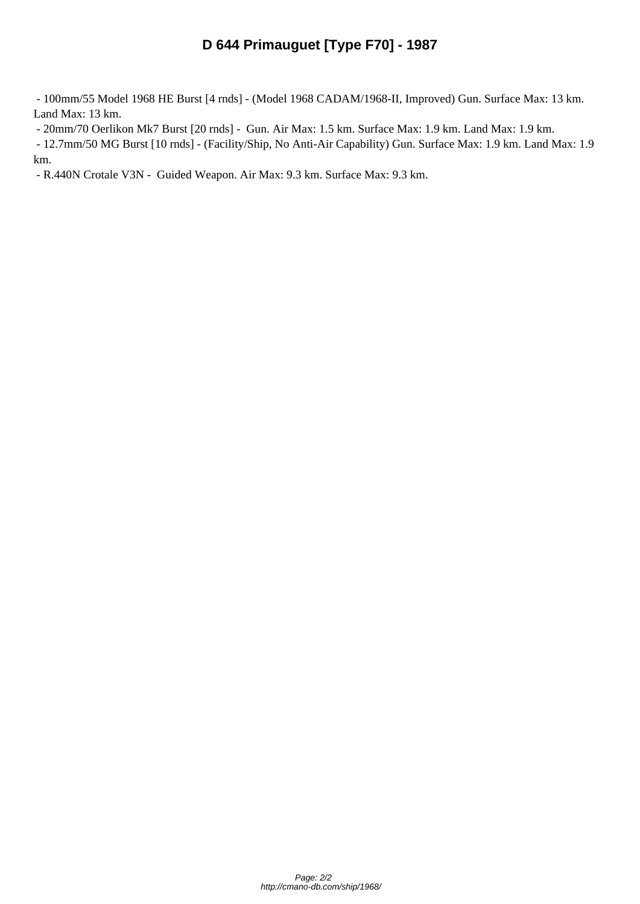- 100mm/55 Model 1968 HE Burst [4 rnds] - (Model 1968 CADAM/1968-II, Improved) Gun. Surface Max: 13 km. Land Max: 13 km.
- 20mm/70 Oerlikon Mk7 Burst [20 rnds] - Gun. Air Max: 1.5 km. Surface Max: 1.9 km. Land Max: 1.9 km.
- 12.7mm/50 MG Burst [10 rnds] - (Facility/Ship, No Anti-Air Capability) Gun. Surface Max: 1.9 km. Land Max: 1.9 km.
- R.440N Crotale V3N - Guided Weapon. Air Max: 9.3 km. Surface Max: 9.3 km.